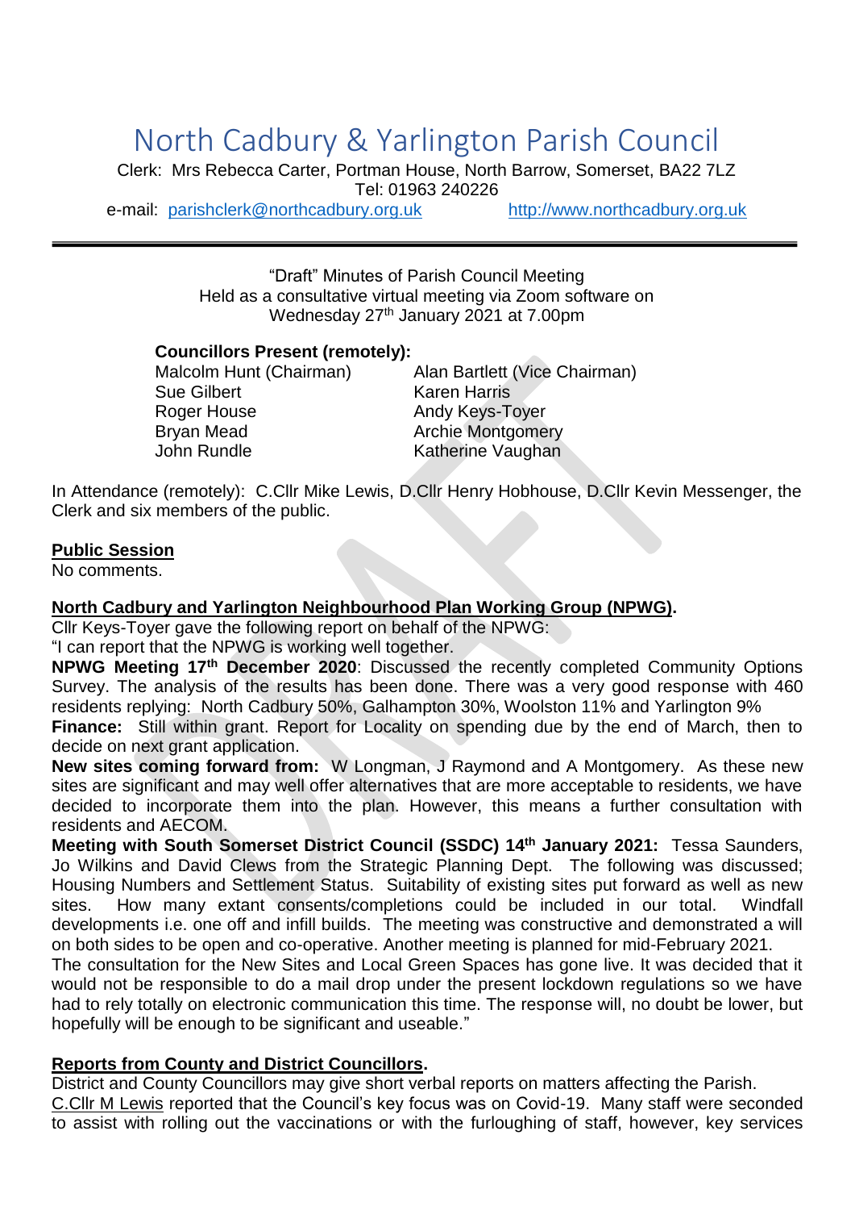# North Cadbury & Yarlington Parish Council

Clerk: Mrs Rebecca Carter, Portman House, North Barrow, Somerset, BA22 7LZ
Tel: 01963 240226
e-mail: parishclerk@northcadbury.org.uk http://www.northcadbury.org.uk

---

"Draft" Minutes of Parish Council Meeting
Held as a consultative virtual meeting via Zoom software on
Wednesday 27th January 2021 at 7.00pm

**Councillors Present (remotely):**

| | |
|---|---|
| Malcolm Hunt (Chairman) | Alan Bartlett (Vice Chairman) |
| Sue Gilbert | Karen Harris |
| Roger House | Andy Keys-Toyer |
| Bryan Mead | Archie Montgomery |
| John Rundle | Katherine Vaughan |

In Attendance (remotely): C.Cllr Mike Lewis, D.Cllr Henry Hobhouse, D.Cllr Kevin Messenger, the Clerk and six members of the public.

**Public Session**

No comments.

**North Cadbury and Yarlington Neighbourhood Plan Working Group (NPWG).**

Cllr Keys-Toyer gave the following report on behalf of the NPWG:

"I can report that the NPWG is working well together.

**NPWG Meeting 17th December 2020**: Discussed the recently completed Community Options Survey. The analysis of the results has been done. There was a very good response with 460 residents replying: North Cadbury 50%, Galhampton 30%, Woolston 11% and Yarlington 9%

**Finance:** Still within grant. Report for Locality on spending due by the end of March, then to decide on next grant application.

**New sites coming forward from:** W Longman, J Raymond and A Montgomery. As these new sites are significant and may well offer alternatives that are more acceptable to residents, we have decided to incorporate them into the plan. However, this means a further consultation with residents and AECOM.

**Meeting with South Somerset District Council (SSDC) 14th January 2021:** Tessa Saunders, Jo Wilkins and David Clews from the Strategic Planning Dept. The following was discussed; Housing Numbers and Settlement Status. Suitability of existing sites put forward as well as new sites. How many extant consents/completions could be included in our total. Windfall developments i.e. one off and infill builds. The meeting was constructive and demonstrated a will on both sides to be open and co-operative. Another meeting is planned for mid-February 2021.

The consultation for the New Sites and Local Green Spaces has gone live. It was decided that it would not be responsible to do a mail drop under the present lockdown regulations so we have had to rely totally on electronic communication this time. The response will, no doubt be lower, but hopefully will be enough to be significant and useable."

**Reports from County and District Councillors.**

District and County Councillors may give short verbal reports on matters affecting the Parish.

C.Cllr M Lewis reported that the Council's key focus was on Covid-19. Many staff were seconded to assist with rolling out the vaccinations or with the furloughing of staff, however, key services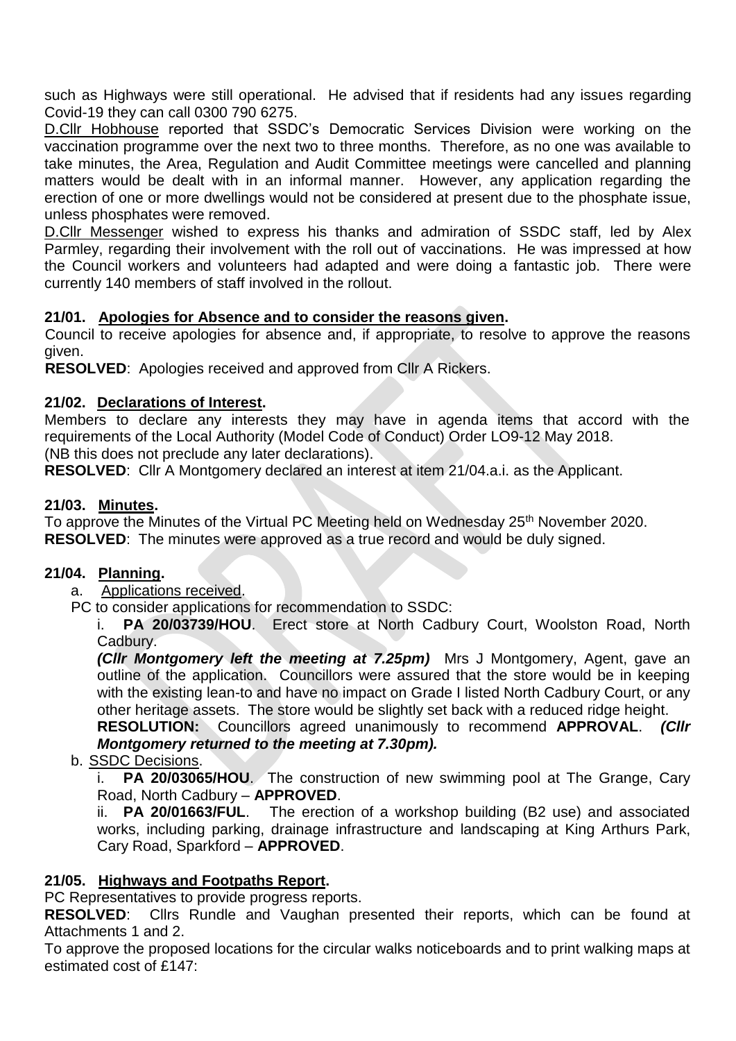such as Highways were still operational. He advised that if residents had any issues regarding Covid-19 they can call 0300 790 6275.

D.Cllr Hobhouse reported that SSDC's Democratic Services Division were working on the vaccination programme over the next two to three months. Therefore, as no one was available to take minutes, the Area, Regulation and Audit Committee meetings were cancelled and planning matters would be dealt with in an informal manner. However, any application regarding the erection of one or more dwellings would not be considered at present due to the phosphate issue, unless phosphates were removed.

D.Cllr Messenger wished to express his thanks and admiration of SSDC staff, led by Alex Parmley, regarding their involvement with the roll out of vaccinations. He was impressed at how the Council workers and volunteers had adapted and were doing a fantastic job. There were currently 140 members of staff involved in the rollout.

### 21/01. Apologies for Absence and to consider the reasons given.

Council to receive apologies for absence and, if appropriate, to resolve to approve the reasons given.

**RESOLVED**: Apologies received and approved from Cllr A Rickers.

### 21/02. Declarations of Interest.

Members to declare any interests they may have in agenda items that accord with the requirements of the Local Authority (Model Code of Conduct) Order LO9-12 May 2018.
(NB this does not preclude any later declarations).

**RESOLVED**: Cllr A Montgomery declared an interest at item 21/04.a.i. as the Applicant.

### 21/03. Minutes.

To approve the Minutes of the Virtual PC Meeting held on Wednesday 25th November 2020.

**RESOLVED**: The minutes were approved as a true record and would be duly signed.

### 21/04. Planning.

a. Applications received.

PC to consider applications for recommendation to SSDC:

i. **PA 20/03739/HOU**. Erect store at North Cadbury Court, Woolston Road, North Cadbury.

***(Cllr Montgomery left the meeting at 7.25pm)*** Mrs J Montgomery, Agent, gave an outline of the application. Councillors were assured that the store would be in keeping with the existing lean-to and have no impact on Grade I listed North Cadbury Court, or any other heritage assets. The store would be slightly set back with a reduced ridge height.

**RESOLUTION:** Councillors agreed unanimously to recommend **APPROVAL**. ***(Cllr Montgomery returned to the meeting at 7.30pm).***

b. SSDC Decisions.

i. **PA 20/03065/HOU**. The construction of new swimming pool at The Grange, Cary Road, North Cadbury – **APPROVED**.

ii. **PA 20/01663/FUL**. The erection of a workshop building (B2 use) and associated works, including parking, drainage infrastructure and landscaping at King Arthurs Park, Cary Road, Sparkford – **APPROVED**.

### 21/05. Highways and Footpaths Report.

PC Representatives to provide progress reports.

**RESOLVED**: Cllrs Rundle and Vaughan presented their reports, which can be found at Attachments 1 and 2.

To approve the proposed locations for the circular walks noticeboards and to print walking maps at estimated cost of £147: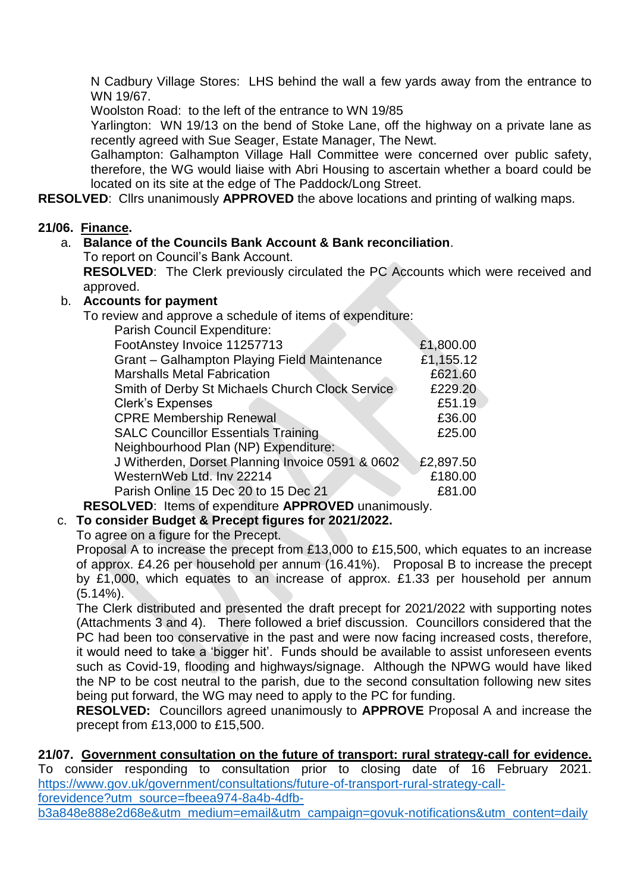N Cadbury Village Stores: LHS behind the wall a few yards away from the entrance to WN 19/67.

Woolston Road: to the left of the entrance to WN 19/85

Yarlington: WN 19/13 on the bend of Stoke Lane, off the highway on a private lane as recently agreed with Sue Seager, Estate Manager, The Newt.

Galhampton: Galhampton Village Hall Committee were concerned over public safety, therefore, the WG would liaise with Abri Housing to ascertain whether a board could be located on its site at the edge of The Paddock/Long Street.

**RESOLVED**: Cllrs unanimously **APPROVED** the above locations and printing of walking maps.

**21/06. Finance.**

a. **Balance of the Councils Bank Account & Bank reconciliation**.
   To report on Council's Bank Account.
   **RESOLVED**: The Clerk previously circulated the PC Accounts which were received and approved.

b. **Accounts for payment**
   To review and approve a schedule of items of expenditure:

| Item | Amount |
|---|---|
| Parish Council Expenditure: | |
| FootAnstey Invoice 11257713 | £1,800.00 |
| Grant – Galhampton Playing Field Maintenance | £1,155.12 |
| Marshalls Metal Fabrication | £621.60 |
| Smith of Derby St Michaels Church Clock Service | £229.20 |
| Clerk's Expenses | £51.19 |
| CPRE Membership Renewal | £36.00 |
| SALC Councillor Essentials Training | £25.00 |
| Neighbourhood Plan (NP) Expenditure: | |
| J Witherden, Dorset Planning Invoice 0591 & 0602 | £2,897.50 |
| WesternWeb Ltd. Inv 22214 | £180.00 |
| Parish Online 15 Dec 20 to 15 Dec 21 | £81.00 |

   **RESOLVED**: Items of expenditure **APPROVED** unanimously.

c. **To consider Budget & Precept figures for 2021/2022.**
   To agree on a figure for the Precept.
   Proposal A to increase the precept from £13,000 to £15,500, which equates to an increase of approx. £4.26 per household per annum (16.41%). Proposal B to increase the precept by £1,000, which equates to an increase of approx. £1.33 per household per annum (5.14%).
   The Clerk distributed and presented the draft precept for 2021/2022 with supporting notes (Attachments 3 and 4). There followed a brief discussion. Councillors considered that the PC had been too conservative in the past and were now facing increased costs, therefore, it would need to take a 'bigger hit'. Funds should be available to assist unforeseen events such as Covid-19, flooding and highways/signage. Although the NPWG would have liked the NP to be cost neutral to the parish, due to the second consultation following new sites being put forward, the WG may need to apply to the PC for funding.
   **RESOLVED:** Councillors agreed unanimously to **APPROVE** Proposal A and increase the precept from £13,000 to £15,500.

**21/07. Government consultation on the future of transport: rural strategy-call for evidence.**

To consider responding to consultation prior to closing date of 16 February 2021. https://www.gov.uk/government/consultations/future-of-transport-rural-strategy-call-forevidence?utm_source=fbeea974-8a4b-4dfb-b3a848e888e2d68e&utm_medium=email&utm_campaign=govuk-notifications&utm_content=daily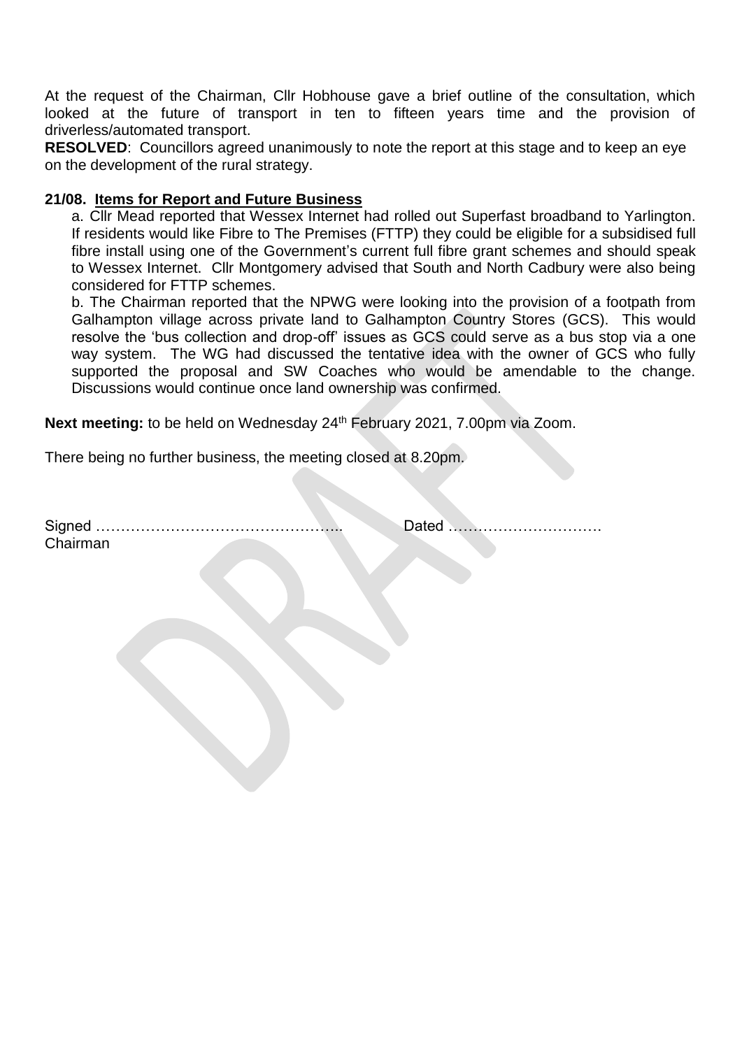At the request of the Chairman, Cllr Hobhouse gave a brief outline of the consultation, which looked at the future of transport in ten to fifteen years time and the provision of driverless/automated transport.

**RESOLVED**: Councillors agreed unanimously to note the report at this stage and to keep an eye on the development of the rural strategy.

**21/08. Items for Report and Future Business**

a. Cllr Mead reported that Wessex Internet had rolled out Superfast broadband to Yarlington. If residents would like Fibre to The Premises (FTTP) they could be eligible for a subsidised full fibre install using one of the Government's current full fibre grant schemes and should speak to Wessex Internet. Cllr Montgomery advised that South and North Cadbury were also being considered for FTTP schemes.

b. The Chairman reported that the NPWG were looking into the provision of a footpath from Galhampton village across private land to Galhampton Country Stores (GCS). This would resolve the 'bus collection and drop-off' issues as GCS could serve as a bus stop via a one way system. The WG had discussed the tentative idea with the owner of GCS who fully supported the proposal and SW Coaches who would be amendable to the change. Discussions would continue once land ownership was confirmed.

**Next meeting:** to be held on Wednesday 24th February 2021, 7.00pm via Zoom.

There being no further business, the meeting closed at 8.20pm.

Signed ………………………………………….. Dated …………………………
Chairman

DRAFT